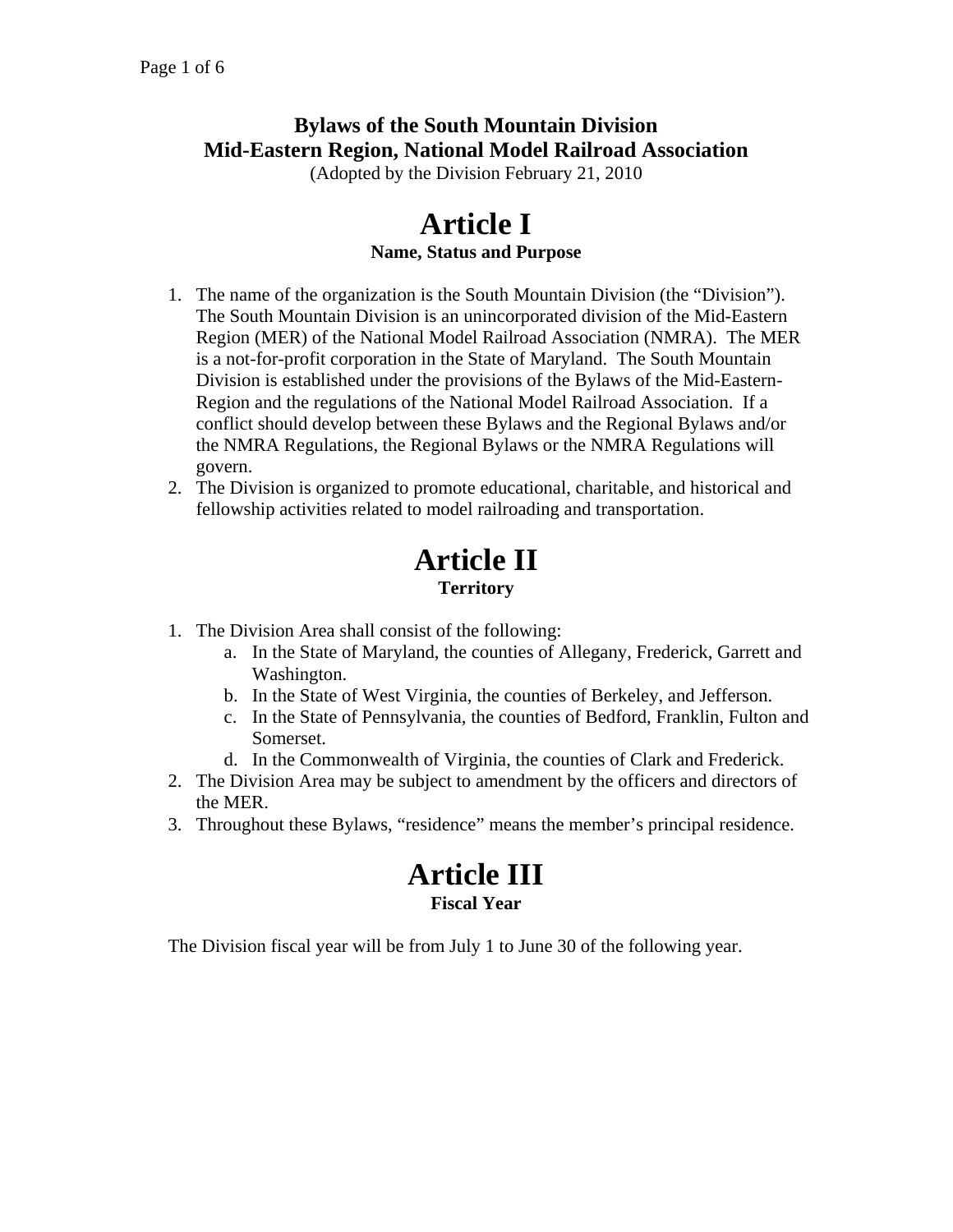# Bylaws of the South Mountain Division
# Mid-Eastern Region, National Model Railroad Association

(Adopted by the Division February 21, 2010

## Article I
### Name, Status and Purpose

1. The name of the organization is the South Mountain Division (the "Division"). The South Mountain Division is an unincorporated division of the Mid-Eastern Region (MER) of the National Model Railroad Association (NMRA). The MER is a not-for-profit corporation in the State of Maryland. The South Mountain Division is established under the provisions of the Bylaws of the Mid-Eastern-Region and the regulations of the National Model Railroad Association. If a conflict should develop between these Bylaws and the Regional Bylaws and/or the NMRA Regulations, the Regional Bylaws or the NMRA Regulations will govern.
2. The Division is organized to promote educational, charitable, and historical and fellowship activities related to model railroading and transportation.

## Article II
### Territory

1. The Division Area shall consist of the following:
   a. In the State of Maryland, the counties of Allegany, Frederick, Garrett and Washington.
   b. In the State of West Virginia, the counties of Berkeley, and Jefferson.
   c. In the State of Pennsylvania, the counties of Bedford, Franklin, Fulton and Somerset.
   d. In the Commonwealth of Virginia, the counties of Clark and Frederick.
2. The Division Area may be subject to amendment by the officers and directors of the MER.
3. Throughout these Bylaws, "residence" means the member's principal residence.

## Article III
### Fiscal Year

The Division fiscal year will be from July 1 to June 30 of the following year.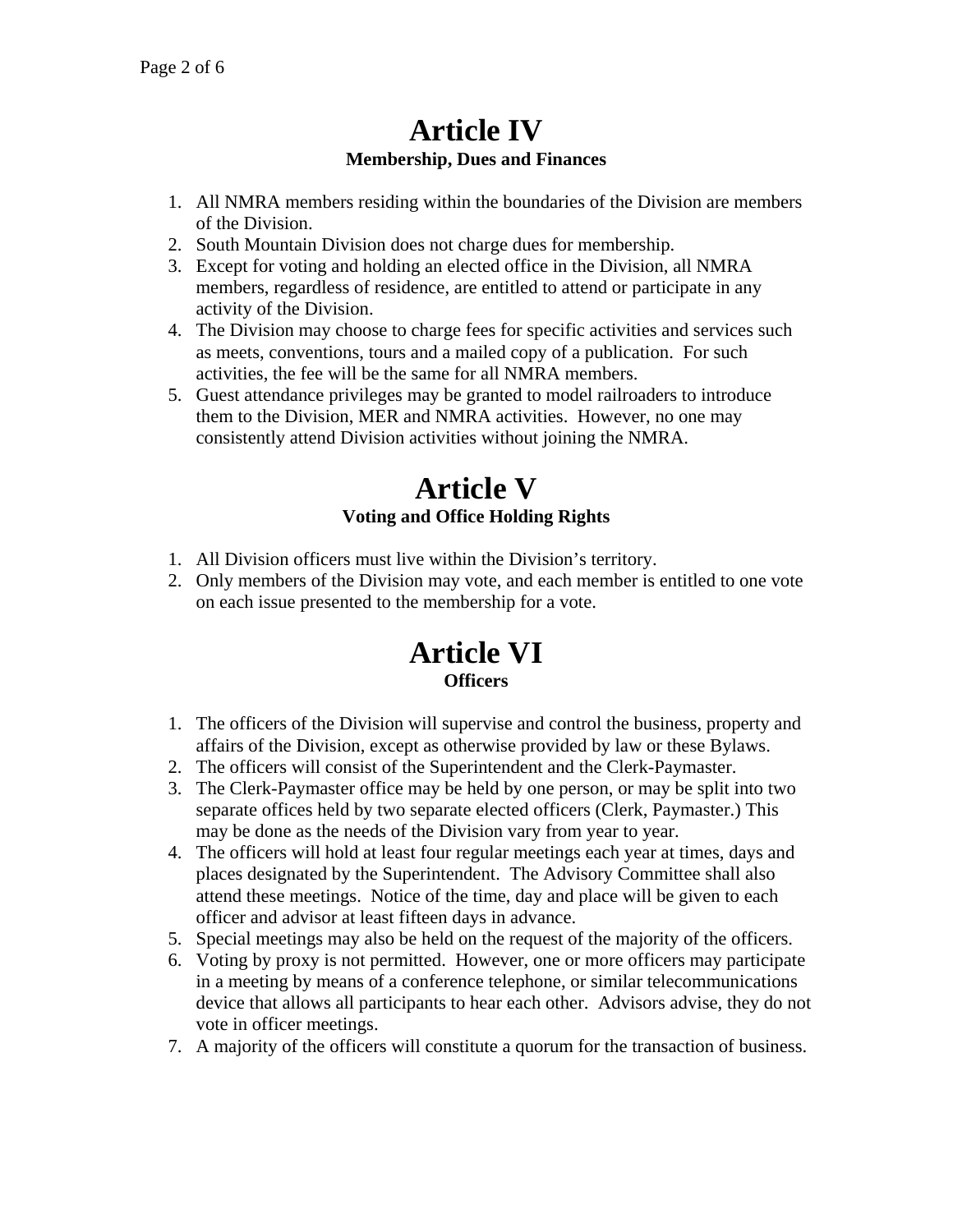# Article IV

**Membership, Dues and Finances**

1. All NMRA members residing within the boundaries of the Division are members of the Division.
2. South Mountain Division does not charge dues for membership.
3. Except for voting and holding an elected office in the Division, all NMRA members, regardless of residence, are entitled to attend or participate in any activity of the Division.
4. The Division may choose to charge fees for specific activities and services such as meets, conventions, tours and a mailed copy of a publication. For such activities, the fee will be the same for all NMRA members.
5. Guest attendance privileges may be granted to model railroaders to introduce them to the Division, MER and NMRA activities. However, no one may consistently attend Division activities without joining the NMRA.

# Article V

**Voting and Office Holding Rights**

1. All Division officers must live within the Division's territory.
2. Only members of the Division may vote, and each member is entitled to one vote on each issue presented to the membership for a vote.

# Article VI

**Officers**

1. The officers of the Division will supervise and control the business, property and affairs of the Division, except as otherwise provided by law or these Bylaws.
2. The officers will consist of the Superintendent and the Clerk-Paymaster.
3. The Clerk-Paymaster office may be held by one person, or may be split into two separate offices held by two separate elected officers (Clerk, Paymaster.) This may be done as the needs of the Division vary from year to year.
4. The officers will hold at least four regular meetings each year at times, days and places designated by the Superintendent. The Advisory Committee shall also attend these meetings. Notice of the time, day and place will be given to each officer and advisor at least fifteen days in advance.
5. Special meetings may also be held on the request of the majority of the officers.
6. Voting by proxy is not permitted. However, one or more officers may participate in a meeting by means of a conference telephone, or similar telecommunications device that allows all participants to hear each other. Advisors advise, they do not vote in officer meetings.
7. A majority of the officers will constitute a quorum for the transaction of business.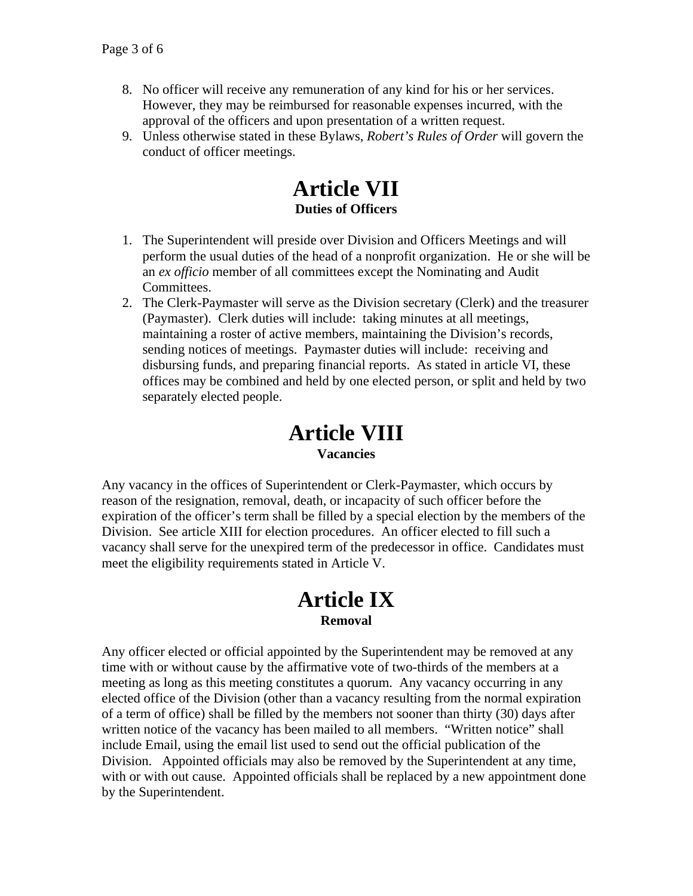8. No officer will receive any remuneration of any kind for his or her services. However, they may be reimbursed for reasonable expenses incurred, with the approval of the officers and upon presentation of a written request.
9. Unless otherwise stated in these Bylaws, *Robert's Rules of Order* will govern the conduct of officer meetings.

# Article VII

**Duties of Officers**

1. The Superintendent will preside over Division and Officers Meetings and will perform the usual duties of the head of a nonprofit organization. He or she will be an *ex officio* member of all committees except the Nominating and Audit Committees.
2. The Clerk-Paymaster will serve as the Division secretary (Clerk) and the treasurer (Paymaster). Clerk duties will include: taking minutes at all meetings, maintaining a roster of active members, maintaining the Division's records, sending notices of meetings. Paymaster duties will include: receiving and disbursing funds, and preparing financial reports. As stated in article VI, these offices may be combined and held by one elected person, or split and held by two separately elected people.

# Article VIII

**Vacancies**

Any vacancy in the offices of Superintendent or Clerk-Paymaster, which occurs by reason of the resignation, removal, death, or incapacity of such officer before the expiration of the officer's term shall be filled by a special election by the members of the Division. See article XIII for election procedures. An officer elected to fill such a vacancy shall serve for the unexpired term of the predecessor in office. Candidates must meet the eligibility requirements stated in Article V.

# Article IX

**Removal**

Any officer elected or official appointed by the Superintendent may be removed at any time with or without cause by the affirmative vote of two-thirds of the members at a meeting as long as this meeting constitutes a quorum. Any vacancy occurring in any elected office of the Division (other than a vacancy resulting from the normal expiration of a term of office) shall be filled by the members not sooner than thirty (30) days after written notice of the vacancy has been mailed to all members. "Written notice" shall include Email, using the email list used to send out the official publication of the Division. Appointed officials may also be removed by the Superintendent at any time, with or with out cause. Appointed officials shall be replaced by a new appointment done by the Superintendent.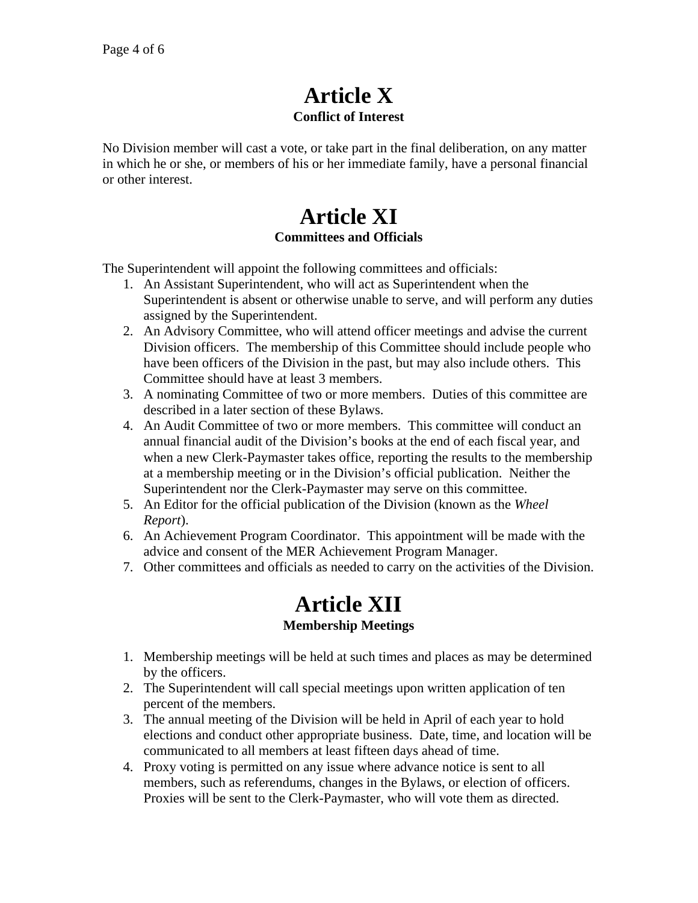# Article X

**Conflict of Interest**

No Division member will cast a vote, or take part in the final deliberation, on any matter in which he or she, or members of his or her immediate family, have a personal financial or other interest.

# Article XI

**Committees and Officials**

The Superintendent will appoint the following committees and officials:

1. An Assistant Superintendent, who will act as Superintendent when the Superintendent is absent or otherwise unable to serve, and will perform any duties assigned by the Superintendent.
2. An Advisory Committee, who will attend officer meetings and advise the current Division officers. The membership of this Committee should include people who have been officers of the Division in the past, but may also include others. This Committee should have at least 3 members.
3. A nominating Committee of two or more members. Duties of this committee are described in a later section of these Bylaws.
4. An Audit Committee of two or more members. This committee will conduct an annual financial audit of the Division's books at the end of each fiscal year, and when a new Clerk-Paymaster takes office, reporting the results to the membership at a membership meeting or in the Division's official publication. Neither the Superintendent nor the Clerk-Paymaster may serve on this committee.
5. An Editor for the official publication of the Division (known as the *Wheel Report*).
6. An Achievement Program Coordinator. This appointment will be made with the advice and consent of the MER Achievement Program Manager.
7. Other committees and officials as needed to carry on the activities of the Division.

# Article XII

**Membership Meetings**

1. Membership meetings will be held at such times and places as may be determined by the officers.
2. The Superintendent will call special meetings upon written application of ten percent of the members.
3. The annual meeting of the Division will be held in April of each year to hold elections and conduct other appropriate business. Date, time, and location will be communicated to all members at least fifteen days ahead of time.
4. Proxy voting is permitted on any issue where advance notice is sent to all members, such as referendums, changes in the Bylaws, or election of officers. Proxies will be sent to the Clerk-Paymaster, who will vote them as directed.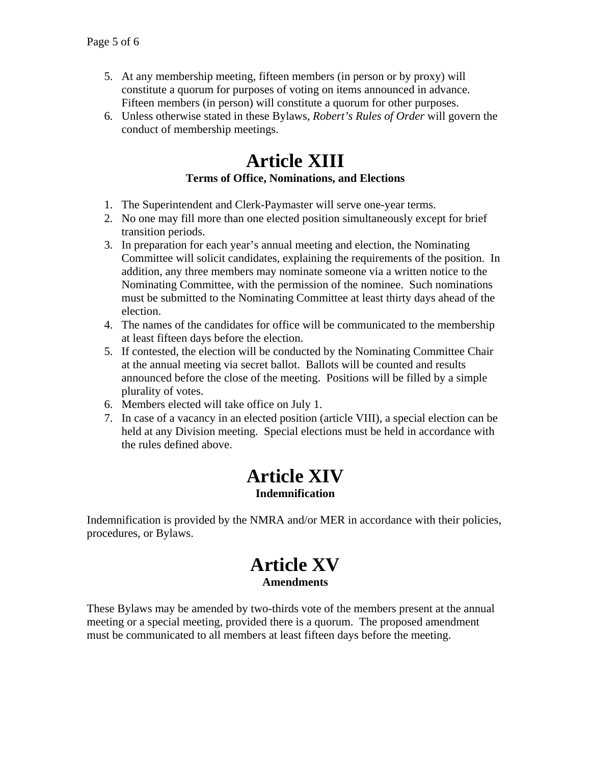5. At any membership meeting, fifteen members (in person or by proxy) will constitute a quorum for purposes of voting on items announced in advance. Fifteen members (in person) will constitute a quorum for other purposes.
6. Unless otherwise stated in these Bylaws, *Robert's Rules of Order* will govern the conduct of membership meetings.

# Article XIII

### Terms of Office, Nominations, and Elections

1. The Superintendent and Clerk-Paymaster will serve one-year terms.
2. No one may fill more than one elected position simultaneously except for brief transition periods.
3. In preparation for each year's annual meeting and election, the Nominating Committee will solicit candidates, explaining the requirements of the position. In addition, any three members may nominate someone via a written notice to the Nominating Committee, with the permission of the nominee. Such nominations must be submitted to the Nominating Committee at least thirty days ahead of the election.
4. The names of the candidates for office will be communicated to the membership at least fifteen days before the election.
5. If contested, the election will be conducted by the Nominating Committee Chair at the annual meeting via secret ballot. Ballots will be counted and results announced before the close of the meeting. Positions will be filled by a simple plurality of votes.
6. Members elected will take office on July 1.
7. In case of a vacancy in an elected position (article VIII), a special election can be held at any Division meeting. Special elections must be held in accordance with the rules defined above.

# Article XIV

### Indemnification

Indemnification is provided by the NMRA and/or MER in accordance with their policies, procedures, or Bylaws.

# Article XV

### Amendments

These Bylaws may be amended by two-thirds vote of the members present at the annual meeting or a special meeting, provided there is a quorum. The proposed amendment must be communicated to all members at least fifteen days before the meeting.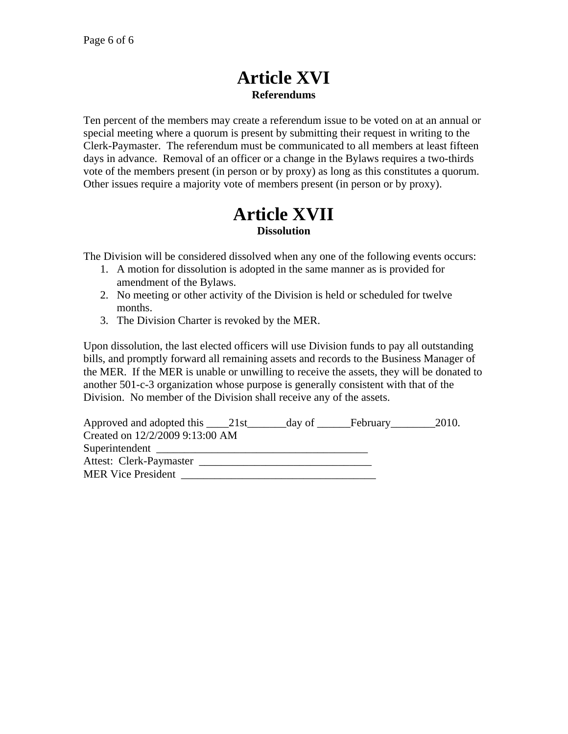# Article XVI

**Referendums**

Ten percent of the members may create a referendum issue to be voted on at an annual or special meeting where a quorum is present by submitting their request in writing to the Clerk-Paymaster. The referendum must be communicated to all members at least fifteen days in advance. Removal of an officer or a change in the Bylaws requires a two-thirds vote of the members present (in person or by proxy) as long as this constitutes a quorum. Other issues require a majority vote of members present (in person or by proxy).

# Article XVII

**Dissolution**

The Division will be considered dissolved when any one of the following events occurs:

1. A motion for dissolution is adopted in the same manner as is provided for amendment of the Bylaws.
2. No meeting or other activity of the Division is held or scheduled for twelve months.
3. The Division Charter is revoked by the MER.

Upon dissolution, the last elected officers will use Division funds to pay all outstanding bills, and promptly forward all remaining assets and records to the Business Manager of the MER. If the MER is unable or unwilling to receive the assets, they will be donated to another 501-c-3 organization whose purpose is generally consistent with that of the Division. No member of the Division shall receive any of the assets.

Approved and adopted this ____21st_______day of ______February________2010.
Created on 12/2/2009 9:13:00 AM
Superintendent _______________________________________
Attest: Clerk-Paymaster ________________________________
MER Vice President ____________________________________